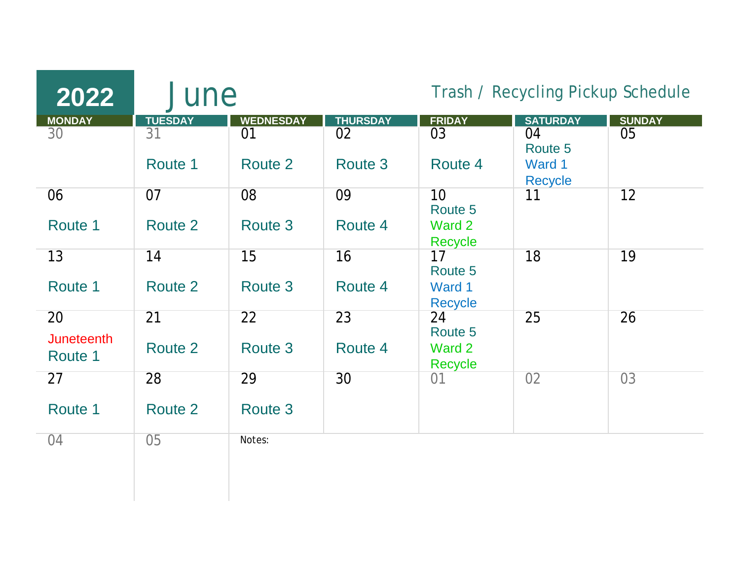# 2022 June

## Trash / Recycling Pickup Schedule

| MONDAY | TUESDAY | WEDNESDAY | THURSDAY | FRIDAY | SATURDAY | SUNDAY |
|---|---|---|---|---|---|---|
| 30 | 31<br>Route 1 | 01<br>Route 2 | 02<br>Route 3 | 03<br>Route 4 | 04<br>Route 5<br>Ward 1<br>Recycle | 05 |
| 06<br>Route 1 | 07<br>Route 2 | 08<br>Route 3 | 09<br>Route 4 | 10<br>Route 5<br>Ward 2<br>Recycle | 11 | 12 |
| 13<br>Route 1 | 14<br>Route 2 | 15<br>Route 3 | 16<br>Route 4 | 17<br>Route 5<br>Ward 1<br>Recycle | 18 | 19 |
| 20<br>Juneteenth<br>Route 1 | 21<br>Route 2 | 22<br>Route 3 | 23<br>Route 4 | 24<br>Route 5<br>Ward 2<br>Recycle | 25 | 26 |
| 27<br>Route 1 | 28<br>Route 2 | 29<br>Route 3 | 30 | 01 | 02 | 03 |
| 04 | 05 | Notes: | | | | |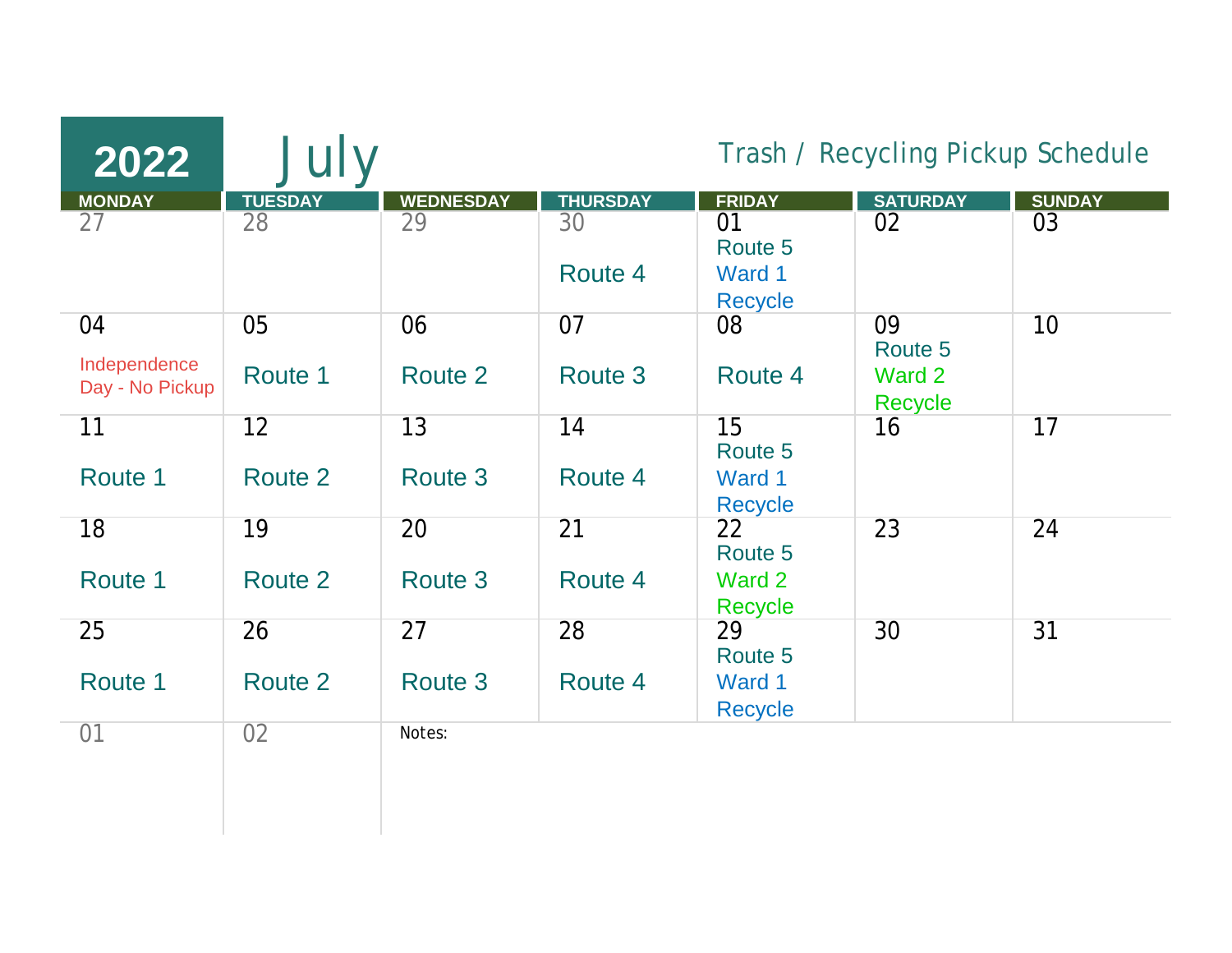# 2022 July

## Trash / Recycling Pickup Schedule

| MONDAY | TUESDAY | WEDNESDAY | THURSDAY | FRIDAY | SATURDAY | SUNDAY |
|---|---|---|---|---|---|---|
| 27 | 28 | 29 | 30<br>Route 4 | 01<br>Route 5<br>Ward 1<br>Recycle | 02 | 03 |
| 04<br>Independence Day - No Pickup | 05<br>Route 1 | 06<br>Route 2 | 07<br>Route 3 | 08<br>Route 4 | 09<br>Route 5<br>Ward 2<br>Recycle | 10 |
| 11<br>Route 1 | 12<br>Route 2 | 13<br>Route 3 | 14<br>Route 4 | 15<br>Route 5<br>Ward 1<br>Recycle | 16 | 17 |
| 18<br>Route 1 | 19<br>Route 2 | 20<br>Route 3 | 21<br>Route 4 | 22<br>Route 5<br>Ward 2<br>Recycle | 23 | 24 |
| 25<br>Route 1 | 26<br>Route 2 | 27<br>Route 3 | 28<br>Route 4 | 29<br>Route 5<br>Ward 1<br>Recycle | 30 | 31 |
| 01 | 02 | Notes: | | | | |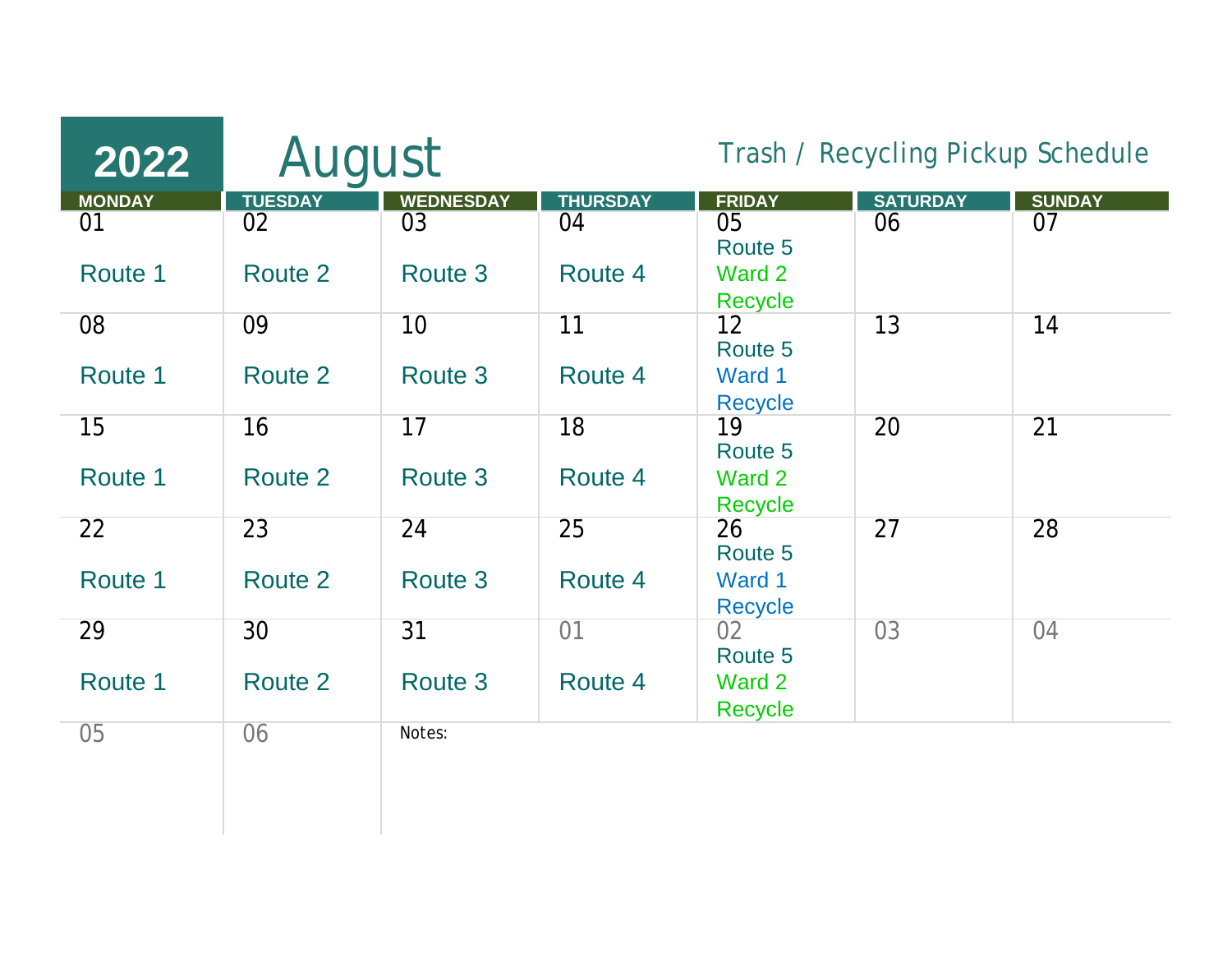# 2022 August

## Trash / Recycling Pickup Schedule

| MONDAY | TUESDAY | WEDNESDAY | THURSDAY | FRIDAY | SATURDAY | SUNDAY |
|---|---|---|---|---|---|---|
| 01<br>Route 1 | 02<br>Route 2 | 03<br>Route 3 | 04<br>Route 4 | 05<br>Route 5<br>Ward 2<br>Recycle | 06 | 07 |
| 08<br>Route 1 | 09<br>Route 2 | 10<br>Route 3 | 11<br>Route 4 | 12<br>Route 5<br>Ward 1<br>Recycle | 13 | 14 |
| 15<br>Route 1 | 16<br>Route 2 | 17<br>Route 3 | 18<br>Route 4 | 19<br>Route 5<br>Ward 2<br>Recycle | 20 | 21 |
| 22<br>Route 1 | 23<br>Route 2 | 24<br>Route 3 | 25<br>Route 4 | 26<br>Route 5<br>Ward 1<br>Recycle | 27 | 28 |
| 29<br>Route 1 | 30<br>Route 2 | 31<br>Route 3 | 01<br>Route 4 | 02<br>Route 5<br>Ward 2<br>Recycle | 03 | 04 |
| 05 | 06 | Notes: | | | | |